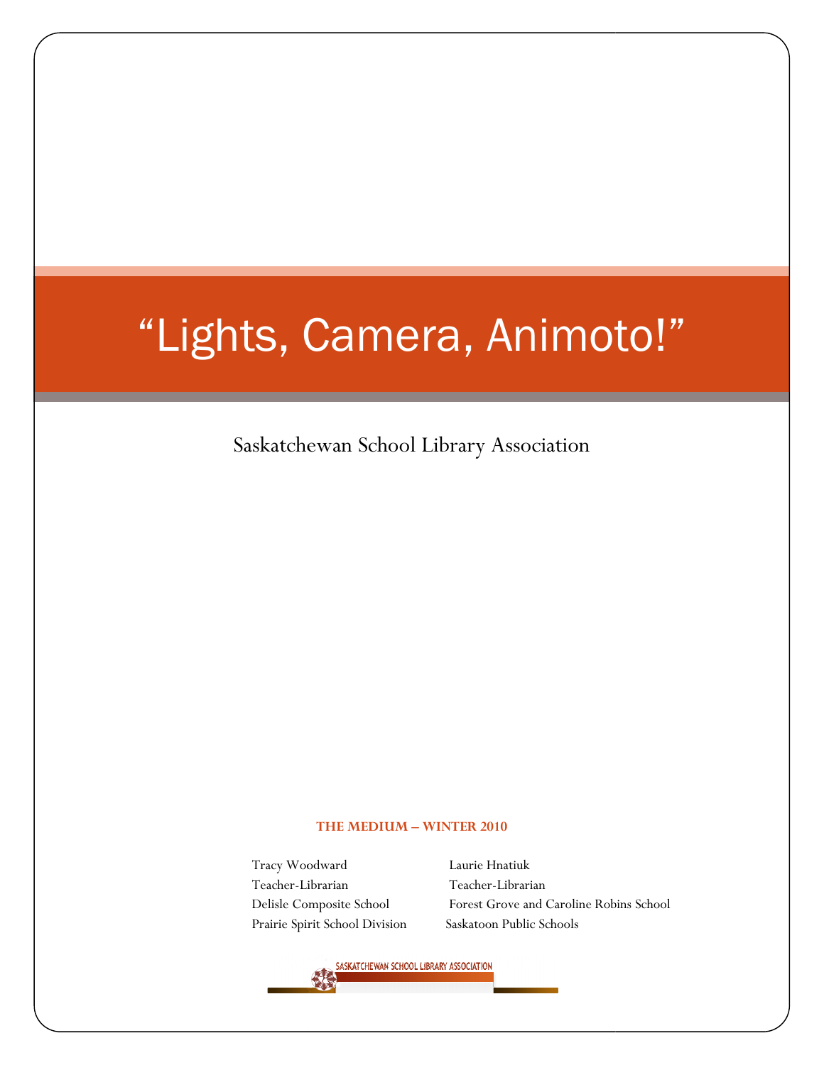# “Lights, Camera, Animoto!”

Saskatchewan School Library Association

**THE MEDIUM – WINTER 2010**

Tracy Woodward
Teacher-Librarian
Delisle Composite School
Prairie Spirit School Division

Laurie Hnatiuk
Teacher-Librarian
Forest Grove and Caroline Robins School
Saskatoon Public Schools

SASKATCHEWAN SCHOOL LIBRARY ASSOCIATION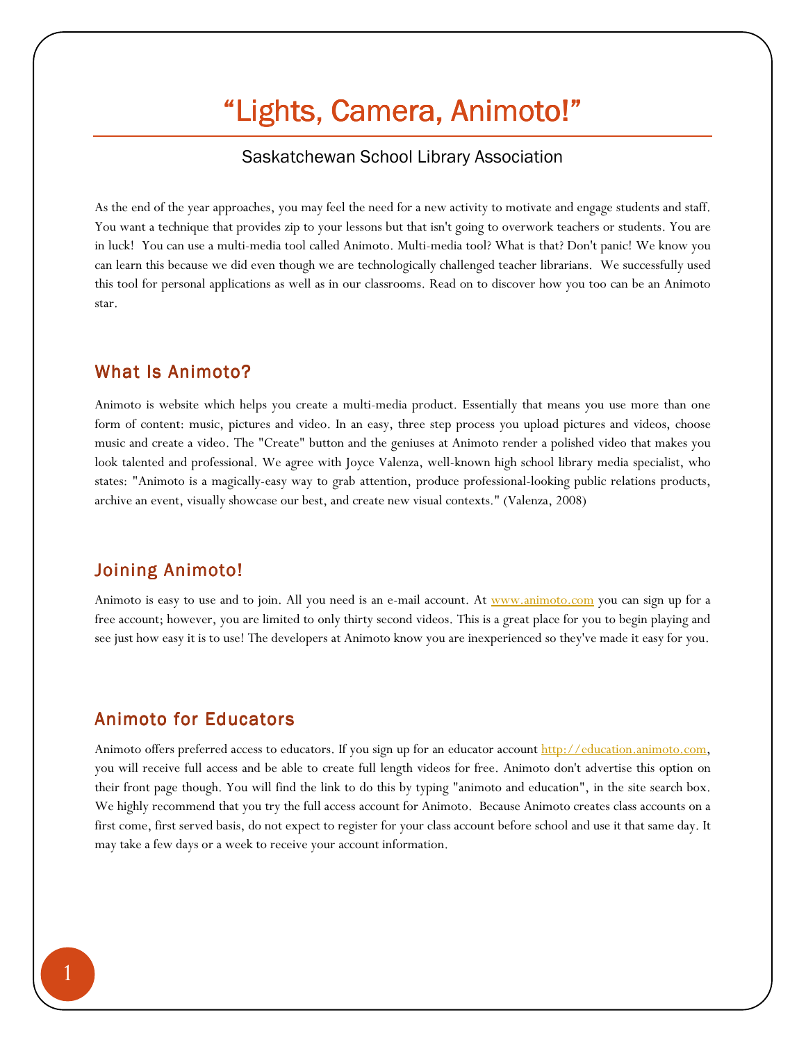# "Lights, Camera, Animoto!"

Saskatchewan School Library Association

As the end of the year approaches, you may feel the need for a new activity to motivate and engage students and staff. You want a technique that provides zip to your lessons but that isn't going to overwork teachers or students. You are in luck! You can use a multi-media tool called Animoto. Multi-media tool? What is that? Don't panic! We know you can learn this because we did even though we are technologically challenged teacher librarians. We successfully used this tool for personal applications as well as in our classrooms. Read on to discover how you too can be an Animoto star.

## What Is Animoto?

Animoto is website which helps you create a multi-media product. Essentially that means you use more than one form of content: music, pictures and video. In an easy, three step process you upload pictures and videos, choose music and create a video. The "Create" button and the geniuses at Animoto render a polished video that makes you look talented and professional. We agree with Joyce Valenza, well-known high school library media specialist, who states: "Animoto is a magically-easy way to grab attention, produce professional-looking public relations products, archive an event, visually showcase our best, and create new visual contexts." (Valenza, 2008)

## Joining Animoto!

Animoto is easy to use and to join. All you need is an e-mail account. At [www.animoto.com](http://www.animoto.com) you can sign up for a free account; however, you are limited to only thirty second videos. This is a great place for you to begin playing and see just how easy it is to use! The developers at Animoto know you are inexperienced so they've made it easy for you.

## Animoto for Educators

Animoto offers preferred access to educators. If you sign up for an educator account [http://education.animoto.com](http://education.animoto.com), you will receive full access and be able to create full length videos for free. Animoto don't advertise this option on their front page though. You will find the link to do this by typing "animoto and education", in the site search box. We highly recommend that you try the full access account for Animoto. Because Animoto creates class accounts on a first come, first served basis, do not expect to register for your class account before school and use it that same day. It may take a few days or a week to receive your account information.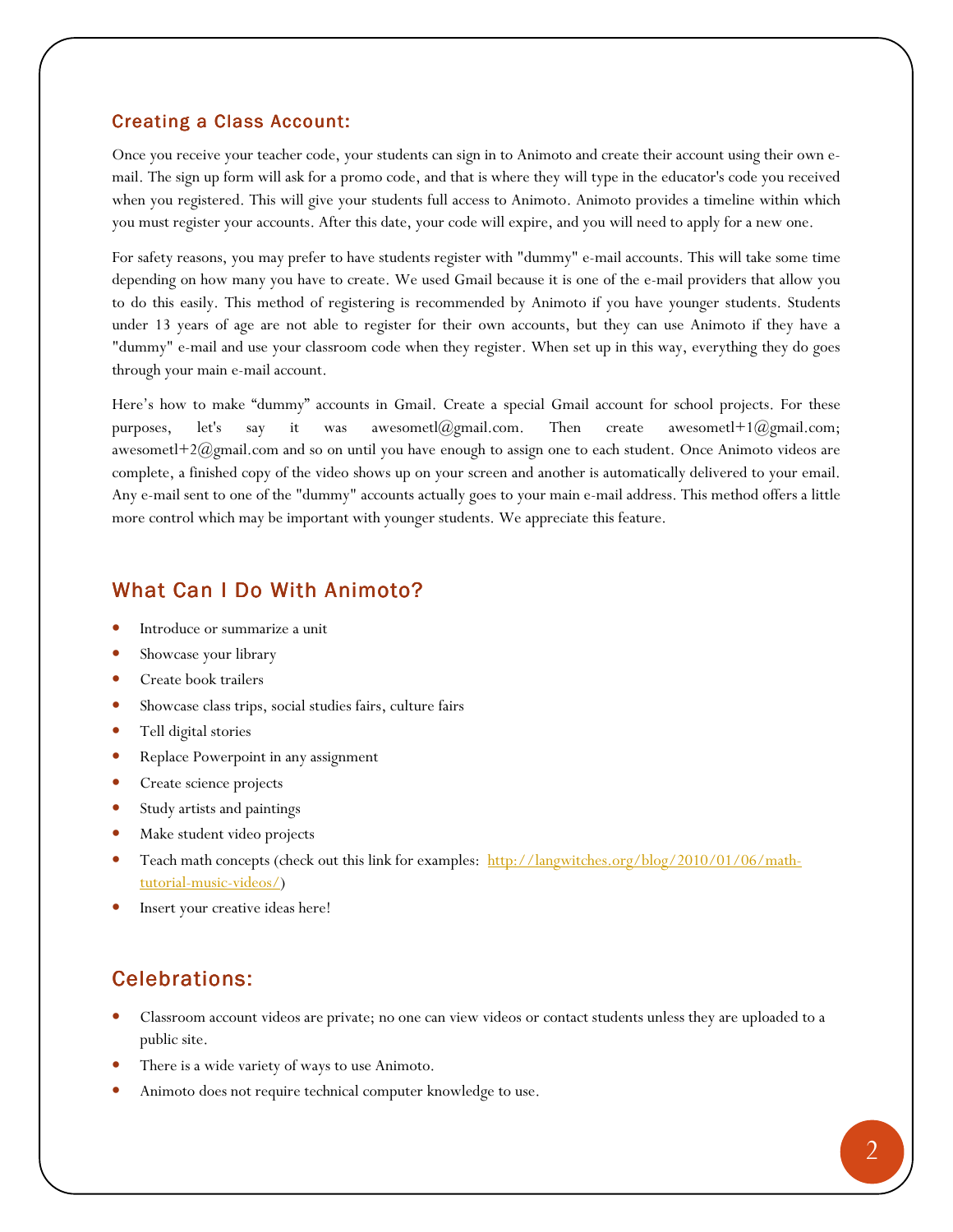## Creating a Class Account:

Once you receive your teacher code, your students can sign in to Animoto and create their account using their own e-mail. The sign up form will ask for a promo code, and that is where they will type in the educator's code you received when you registered. This will give your students full access to Animoto. Animoto provides a timeline within which you must register your accounts. After this date, your code will expire, and you will need to apply for a new one.

For safety reasons, you may prefer to have students register with "dummy" e-mail accounts. This will take some time depending on how many you have to create. We used Gmail because it is one of the e-mail providers that allow you to do this easily. This method of registering is recommended by Animoto if you have younger students. Students under 13 years of age are not able to register for their own accounts, but they can use Animoto if they have a "dummy" e-mail and use your classroom code when they register. When set up in this way, everything they do goes through your main e-mail account.

Here's how to make "dummy" accounts in Gmail. Create a special Gmail account for school projects. For these purposes, let's say it was awesometl@gmail.com. Then create awesometl+1@gmail.com; awesometl+2@gmail.com and so on until you have enough to assign one to each student. Once Animoto videos are complete, a finished copy of the video shows up on your screen and another is automatically delivered to your email. Any e-mail sent to one of the "dummy" accounts actually goes to your main e-mail address. This method offers a little more control which may be important with younger students. We appreciate this feature.

## What Can I Do With Animoto?

- Introduce or summarize a unit
- Showcase your library
- Create book trailers
- Showcase class trips, social studies fairs, culture fairs
- Tell digital stories
- Replace Powerpoint in any assignment
- Create science projects
- Study artists and paintings
- Make student video projects
- Teach math concepts (check out this link for examples: [http://langwitches.org/blog/2010/01/06/math-tutorial-music-videos/](http://langwitches.org/blog/2010/01/06/math-tutorial-music-videos/))
- Insert your creative ideas here!

## Celebrations:

- Classroom account videos are private; no one can view videos or contact students unless they are uploaded to a public site.
- There is a wide variety of ways to use Animoto.
- Animoto does not require technical computer knowledge to use.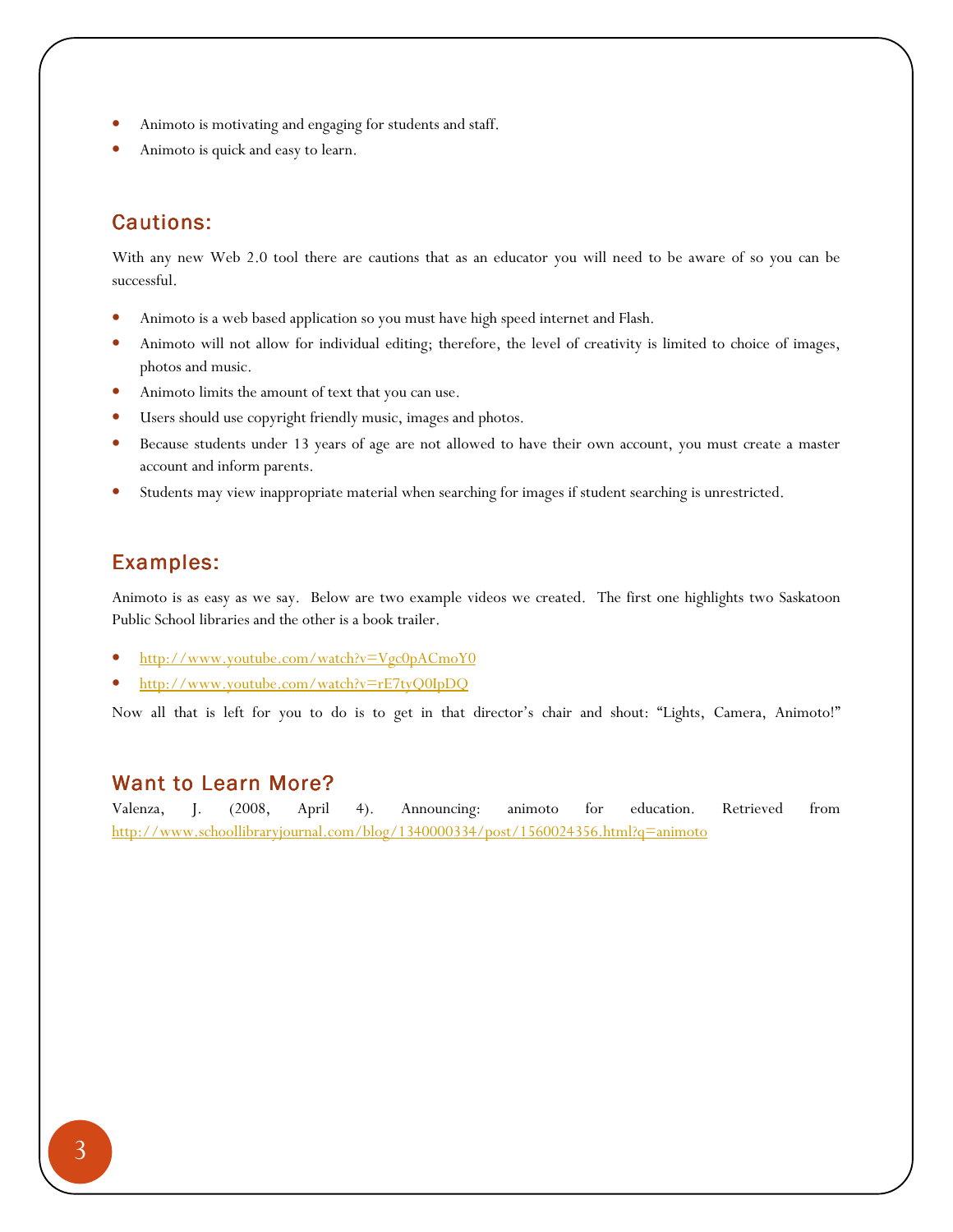- Animoto is motivating and engaging for students and staff.
- Animoto is quick and easy to learn.

## Cautions:

With any new Web 2.0 tool there are cautions that as an educator you will need to be aware of so you can be successful.

- Animoto is a web based application so you must have high speed internet and Flash.
- Animoto will not allow for individual editing; therefore, the level of creativity is limited to choice of images, photos and music.
- Animoto limits the amount of text that you can use.
- Users should use copyright friendly music, images and photos.
- Because students under 13 years of age are not allowed to have their own account, you must create a master account and inform parents.
- Students may view inappropriate material when searching for images if student searching is unrestricted.

## Examples:

Animoto is as easy as we say. Below are two example videos we created. The first one highlights two Saskatoon Public School libraries and the other is a book trailer.

- http://www.youtube.com/watch?v=Vgc0pACmoY0
- http://www.youtube.com/watch?v=rE7tyQ0IpDQ

Now all that is left for you to do is to get in that director's chair and shout: "Lights, Camera, Animoto!"

## Want to Learn More?

Valenza, J. (2008, April 4). Announcing: animoto for education. Retrieved from http://www.schoollibraryjournal.com/blog/1340000334/post/1560024356.html?q=animoto